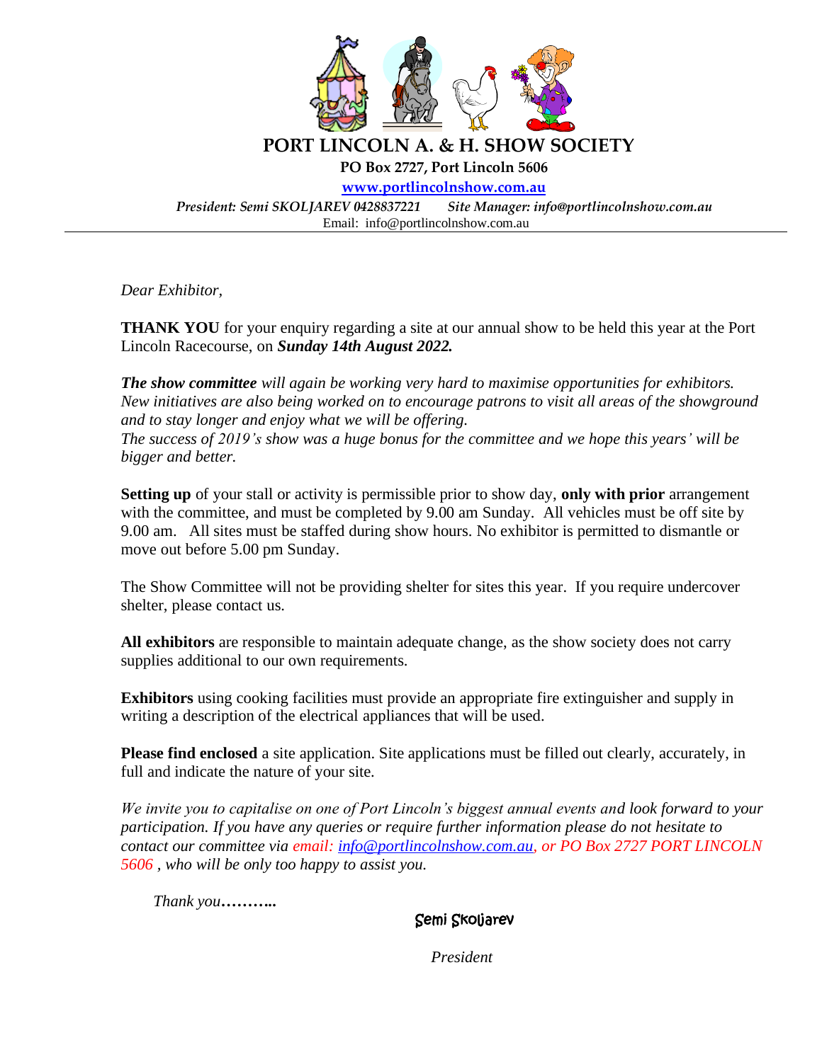# PORT LINCOLN A. & H. SHOW SOCIETY

**PO Box 2727, Port Lincoln 5606**

**[www.portlincolnshow.com.au](http://www.portlincolnshow.com.au)**

***President: Semi SKOLJAREV 0428837221*** ***Site Manager: info@portlincolnshow.com.au***

Email: info@portlincolnshow.com.au

---

*Dear Exhibitor,*

**THANK YOU** for your enquiry regarding a site at our annual show to be held this year at the Port Lincoln Racecourse, on ***Sunday 14th August 2022.***

***The show committee*** *will again be working very hard to maximise opportunities for exhibitors. New initiatives are also being worked on to encourage patrons to visit all areas of the showground and to stay longer and enjoy what we will be offering.*
*The success of 2019's show was a huge bonus for the committee and we hope this years' will be bigger and better.*

**Setting up** of your stall or activity is permissible prior to show day, **only with prior** arrangement with the committee, and must be completed by 9.00 am Sunday. All vehicles must be off site by 9.00 am. All sites must be staffed during show hours. No exhibitor is permitted to dismantle or move out before 5.00 pm Sunday.

The Show Committee will not be providing shelter for sites this year. If you require undercover shelter, please contact us.

**All exhibitors** are responsible to maintain adequate change, as the show society does not carry supplies additional to our own requirements.

**Exhibitors** using cooking facilities must provide an appropriate fire extinguisher and supply in writing a description of the electrical appliances that will be used.

**Please find enclosed** a site application. Site applications must be filled out clearly, accurately, in full and indicate the nature of your site.

*We invite you to capitalise on one of Port Lincoln's biggest annual events and look forward to your participation. If you have any queries or require further information please do not hesitate to contact our committee via email: [info@portlincolnshow.com.au](mailto:info@portlincolnshow.com.au), or PO Box 2727 PORT LINCOLN 5606 , who will be only too happy to assist you.*

*Thank you……….*

Semi Skoljarev

*President*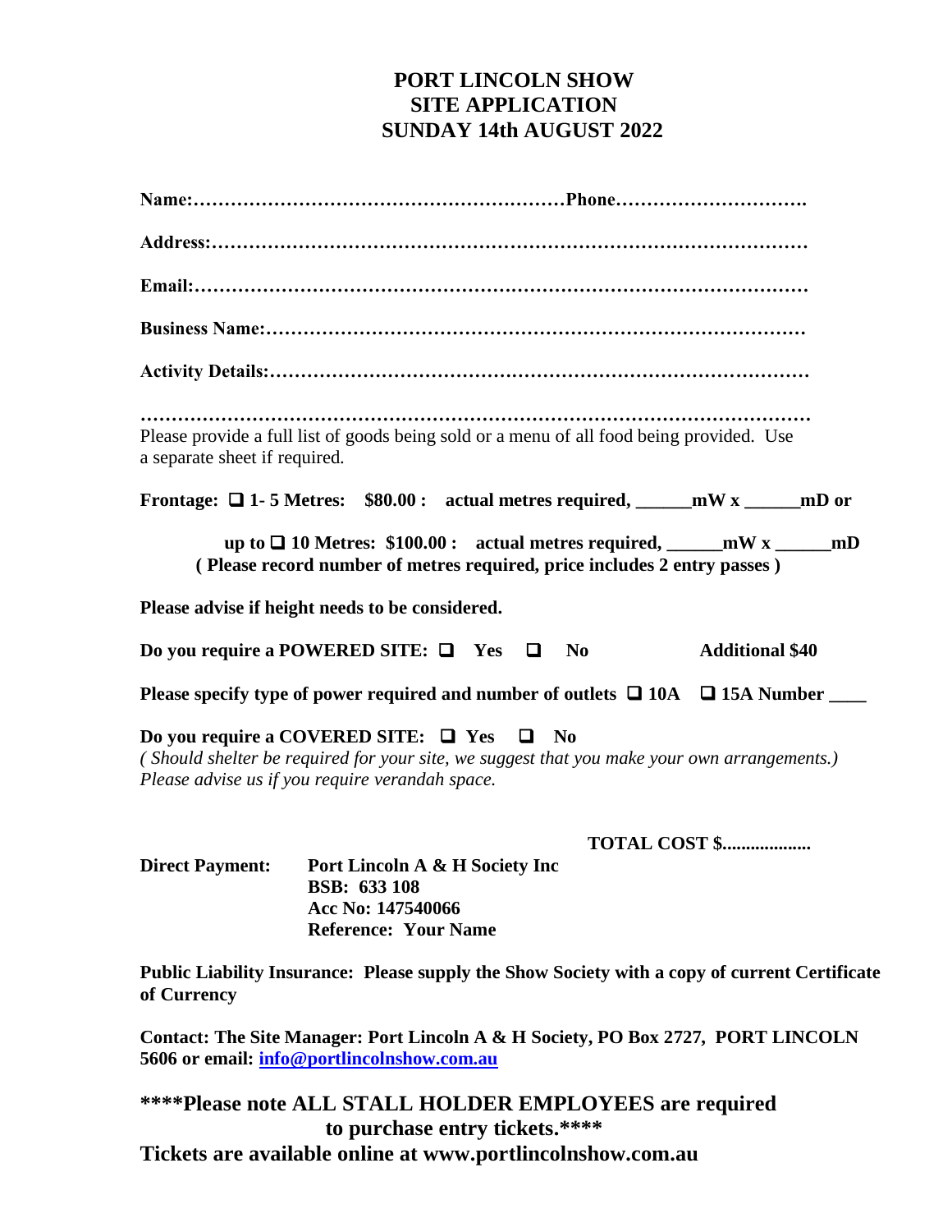# PORT LINCOLN SHOW
# SITE APPLICATION
# SUNDAY 14th AUGUST 2022

**Name:………………………………………………….Phone………………………….**

**Address:………………………………………………………………………………**

**Email:…………………………………………………………………………………**

**Business Name:………………………………………………………………………**

**Activity Details:………………………………………………………………………**

**……………………………………………………………………………………………**

Please provide a full list of goods being sold or a menu of all food being provided. Use a separate sheet if required.

**Frontage: ❑ 1- 5 Metres: $80.00 : actual metres required, ______mW x ______mD or**

**up to ❑ 10 Metres: $100.00 : actual metres required, ______mW x ______mD**
**( Please record number of metres required, price includes 2 entry passes )**

**Please advise if height needs to be considered.**

**Do you require a POWERED SITE: ❑ Yes ❑ No** **Additional $40**

**Please specify type of power required and number of outlets ❑ 10A ❑ 15A Number ____**

**Do you require a COVERED SITE: ❑ Yes ❑ No**
*( Should shelter be required for your site, we suggest that you make your own arrangements.)*
*Please advise us if you require verandah space.*

**TOTAL COST $..................**

**Direct Payment:** **Port Lincoln A & H Society Inc**
**BSB: 633 108**
**Acc No: 147540066**
**Reference: Your Name**

**Public Liability Insurance: Please supply the Show Society with a copy of current Certificate of Currency**

**Contact: The Site Manager: Port Lincoln A & H Society, PO Box 2727, PORT LINCOLN 5606 or email: info@portlincolnshow.com.au**

**\*\*\*\*Please note ALL STALL HOLDER EMPLOYEES are required to purchase entry tickets.\*\*\*\***
**Tickets are available online at www.portlincolnshow.com.au**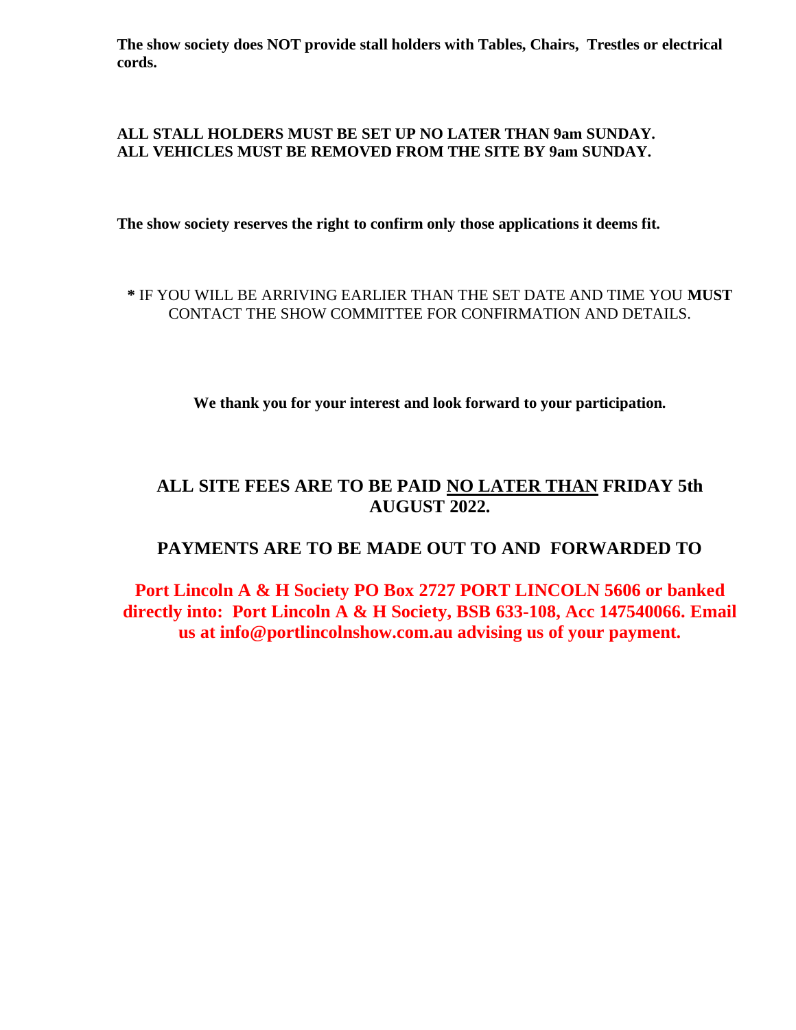**The show society does NOT provide stall holders with Tables, Chairs, Trestles or electrical cords.**

**ALL STALL HOLDERS MUST BE SET UP NO LATER THAN 9am SUNDAY.**
**ALL VEHICLES MUST BE REMOVED FROM THE SITE BY 9am SUNDAY.**

**The show society reserves the right to confirm only those applications it deems fit.**

**\*** IF YOU WILL BE ARRIVING EARLIER THAN THE SET DATE AND TIME YOU **MUST** CONTACT THE SHOW COMMITTEE FOR CONFIRMATION AND DETAILS.

**We thank you for your interest and look forward to your participation.**

## ALL SITE FEES ARE TO BE PAID <u>NO LATER THAN</u> FRIDAY 5th AUGUST 2022.

## PAYMENTS ARE TO BE MADE OUT TO AND FORWARDED TO

**Port Lincoln A & H Society PO Box 2727 PORT LINCOLN 5606 or banked directly into: Port Lincoln A & H Society, BSB 633-108, Acc 147540066. Email us at info@portlincolnshow.com.au advising us of your payment.**